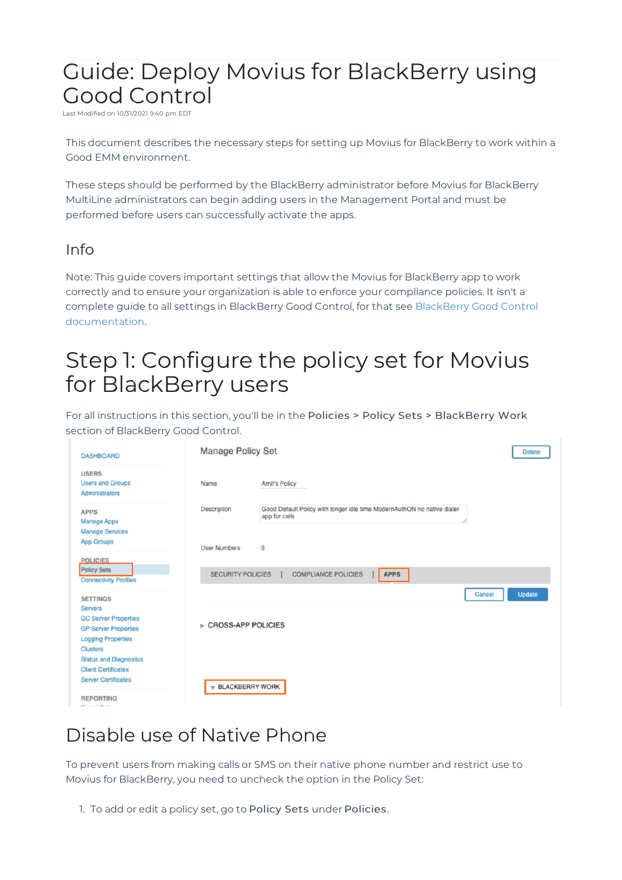# Guide: Deploy Movius for BlackBerry using Good Control

Last Modified on 10/31/2021 9:40 pm EDT

This document describes the necessary steps for setting up Movius for BlackBerry to work within a Good EMM environment.

These steps should be performed by the BlackBerry administrator before Movius for BlackBerry MultiLine administrators can begin adding users in the Management Portal and must be performed before users can successfully activate the apps.

## Info

Note: This guide covers important settings that allow the Movius for BlackBerry app to work correctly and to ensure your organization is able to enforce your compliance policies. It isn't a complete guide to all settings in BlackBerry Good Control, for that see BlackBerry Good Control documentation.

# Step 1: Configure the policy set for Movius for BlackBerry users

For all instructions in this section, you'll be in the **Policies > Policy Sets > BlackBerry Work** section of BlackBerry Good Control.

# Disable use of Native Phone

To prevent users from making calls or SMS on their native phone number and restrict use to Movius for BlackBerry, you need to uncheck the option in the Policy Set:

1. To add or edit a policy set, go to **Policy Sets** under **Policies**.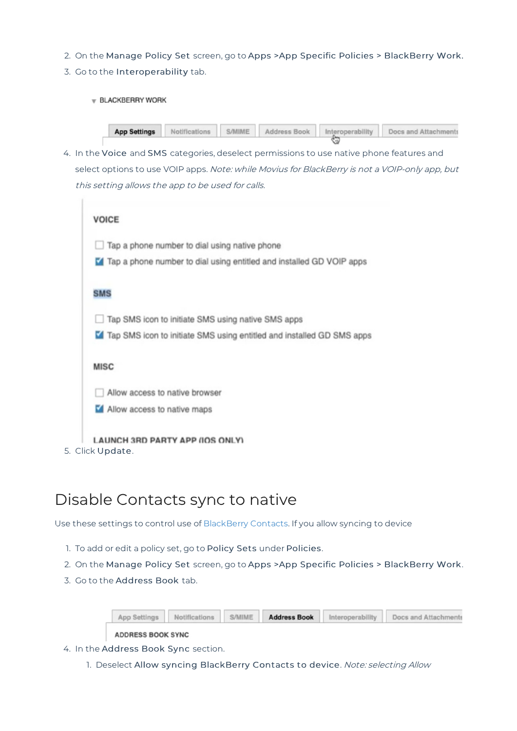2. On the **Manage Policy Set** screen, go to **Apps** >**App Specific Policies** > **BlackBerry Work**.
3. Go to the **Interoperability** tab.
4. In the **Voice** and **SMS** categories, deselect permissions to use native phone features and select options to use VOIP apps. *Note: while Movius for BlackBerry is not a VOIP-only app, but this setting allows the app to be used for calls.*
5. Click **Update**.

# Disable Contacts sync to native

Use these settings to control use of BlackBerry Contacts. If you allow syncing to device

1. To add or edit a policy set, go to **Policy Sets** under **Policies**.
2. On the **Manage Policy Set** screen, go to **Apps** >**App Specific Policies** > **BlackBerry Work**.
3. Go to the **Address Book** tab.
4. In the **Address Book Sync** section.
    1. Deselect **Allow syncing BlackBerry Contacts to device**. *Note: selecting Allow*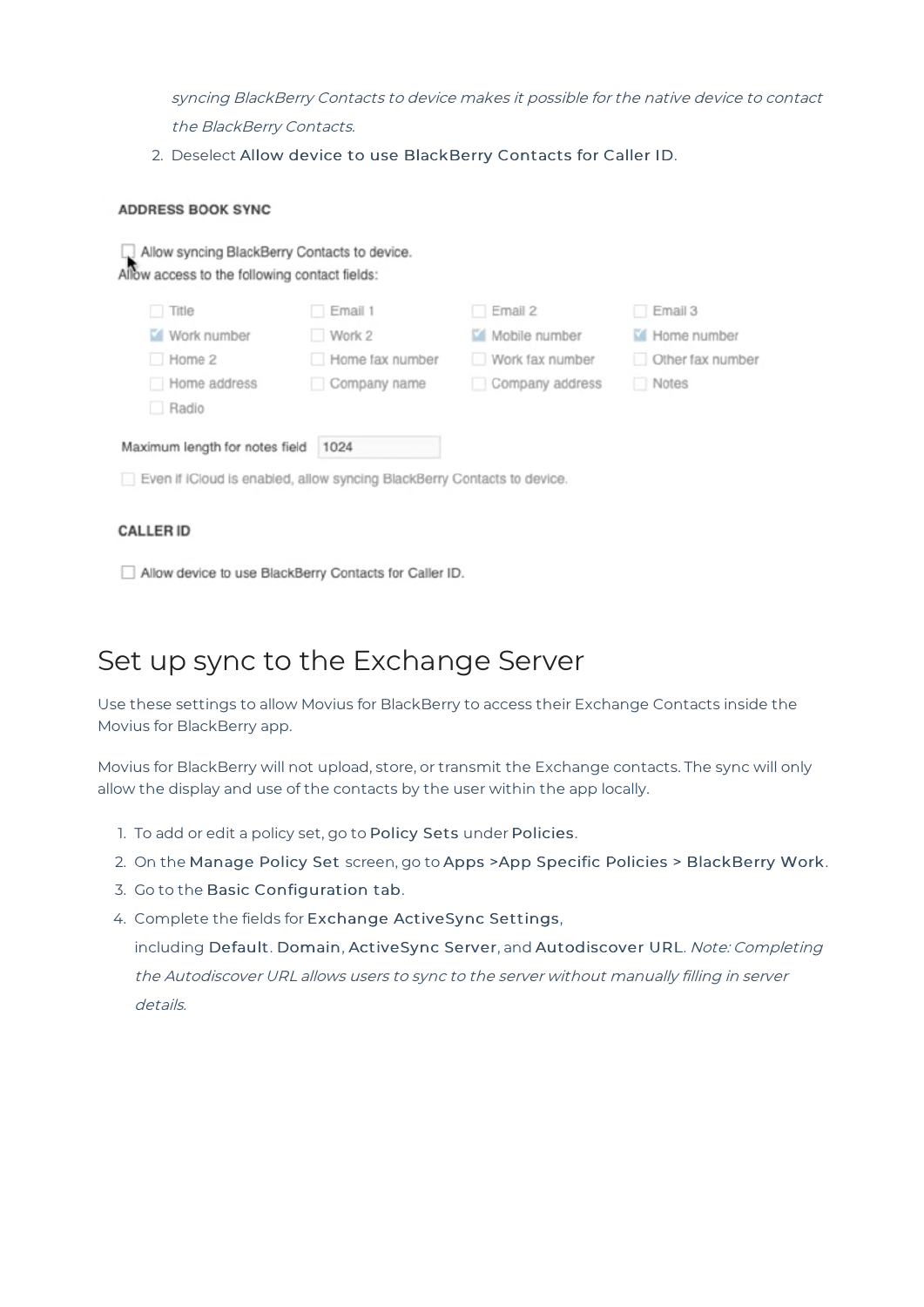*syncing BlackBerry Contacts to device makes it possible for the native device to contact the BlackBerry Contacts.*

2. Deselect Allow device to use BlackBerry Contacts for Caller ID.

ADDRESS BOOK SYNC

Allow syncing BlackBerry Contacts to device.
Allow access to the following contact fields:

| | | | |
|---|---|---|---|
| Title | Email 1 | Email 2 | Email 3 |
| Work number | Work 2 | Mobile number | Home number |
| Home 2 | Home fax number | Work fax number | Other fax number |
| Home address | Company name | Company address | Notes |
| Radio | | | |

Maximum length for notes field 1024

Even if iCloud is enabled, allow syncing BlackBerry Contacts to device.

CALLER ID

Allow device to use BlackBerry Contacts for Caller ID.

# Set up sync to the Exchange Server

Use these settings to allow Movius for BlackBerry to access their Exchange Contacts inside the Movius for BlackBerry app.

Movius for BlackBerry will not upload, store, or transmit the Exchange contacts. The sync will only allow the display and use of the contacts by the user within the app locally.

1. To add or edit a policy set, go to Policy Sets under Policies.
2. On the Manage Policy Set screen, go to Apps >App Specific Policies > BlackBerry Work.
3. Go to the Basic Configuration tab.
4. Complete the fields for Exchange ActiveSync Settings, including Default. Domain, ActiveSync Server, and Autodiscover URL. *Note: Completing the Autodiscover URL allows users to sync to the server without manually filling in server details.*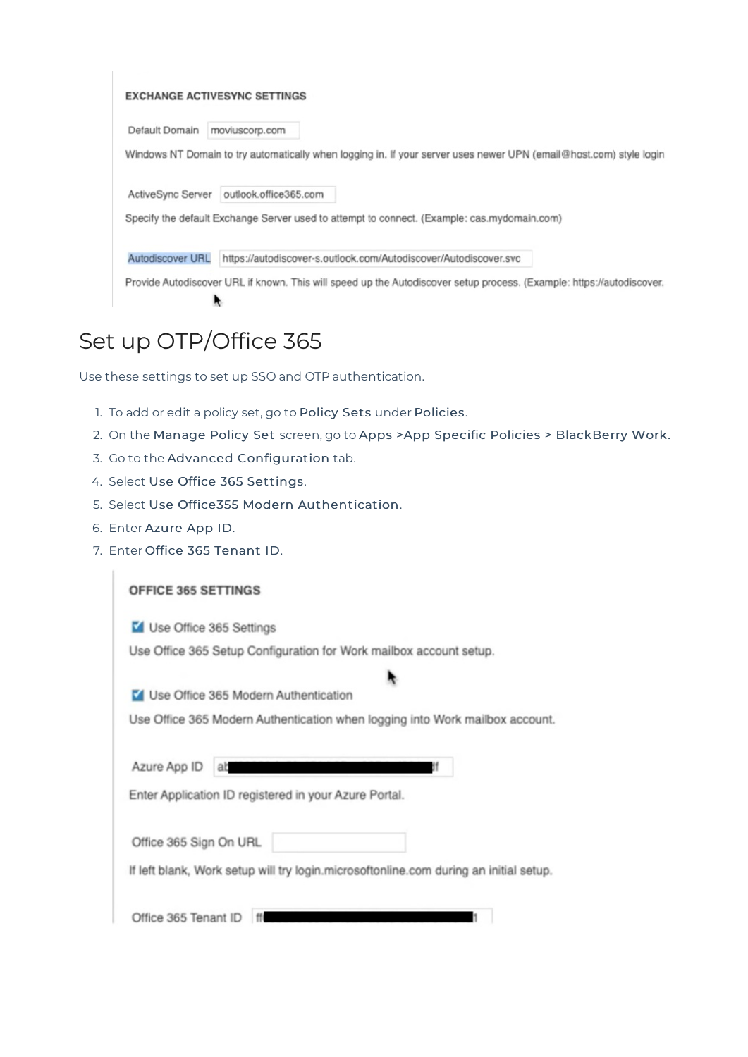EXCHANGE ACTIVESYNC SETTINGS

Default Domain: moviuscorp.com

Windows NT Domain to try automatically when logging in. If your server uses newer UPN (email@host.com) style login

ActiveSync Server: outlook.office365.com

Specify the default Exchange Server used to attempt to connect. (Example: cas.mydomain.com)

Autodiscover URL: https://autodiscover-s.outlook.com/Autodiscover/Autodiscover.svc

Provide Autodiscover URL if known. This will speed up the Autodiscover setup process. (Example: https://autodiscover.

# Set up OTP/Office 365

Use these settings to set up SSO and OTP authentication.

1. To add or edit a policy set, go to **Policy Sets** under **Policies**.
2. On the **Manage Policy Set** screen, go to **Apps >App Specific Policies > BlackBerry Work.**
3. Go to the **Advanced Configuration** tab.
4. Select **Use Office 365 Settings**.
5. Select **Use Office355 Modern Authentication**.
6. Enter **Azure App ID**.
7. Enter **Office 365 Tenant ID**.

OFFICE 365 SETTINGS

☑ Use Office 365 Settings

Use Office 365 Setup Configuration for Work mailbox account setup.

☑ Use Office 365 Modern Authentication

Use Office 365 Modern Authentication when logging into Work mailbox account.

Azure App ID: ab[redacted]f

Enter Application ID registered in your Azure Portal.

Office 365 Sign On URL:

If left blank, Work setup will try login.microsoftonline.com during an initial setup.

Office 365 Tenant ID: ff[redacted]1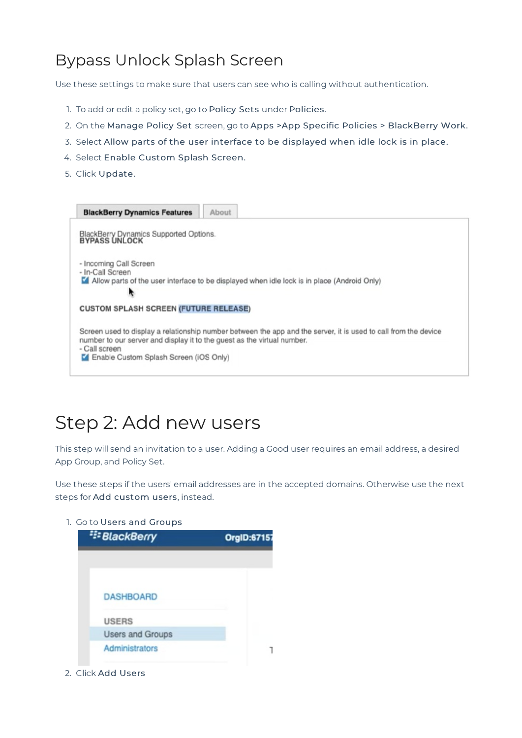## Bypass Unlock Splash Screen

Use these settings to make sure that users can see who is calling without authentication.

1. To add or edit a policy set, go to **Policy Sets** under **Policies**.
2. On the **Manage Policy Set** screen, go to **Apps >App Specific Policies > BlackBerry Work.**
3. Select **Allow parts of the user interface to be displayed when idle lock is in place.**
4. Select **Enable Custom Splash Screen.**
5. Click **Update.**

# Step 2: Add new users

This step will send an invitation to a user. Adding a Good user requires an email address, a desired App Group, and Policy Set.

Use these steps if the users' email addresses are in the accepted domains. Otherwise use the next steps for **Add custom users**, instead.

1. Go to **Users and Groups**
2. Click **Add Users**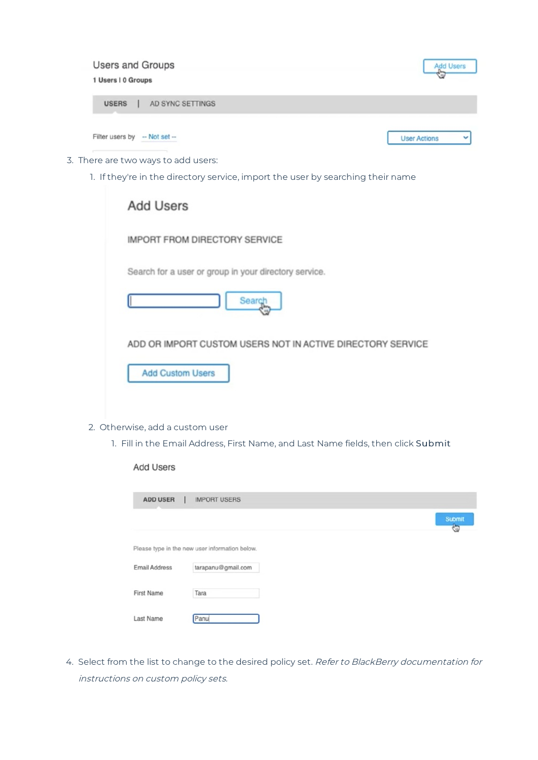3. There are two ways to add users:
    1. If they're in the directory service, import the user by searching their name
    2. Otherwise, add a custom user
        1. Fill in the Email Address, First Name, and Last Name fields, then click **Submit**
4. Select from the list to change to the desired policy set. *Refer to BlackBerry documentation for instructions on custom policy sets.*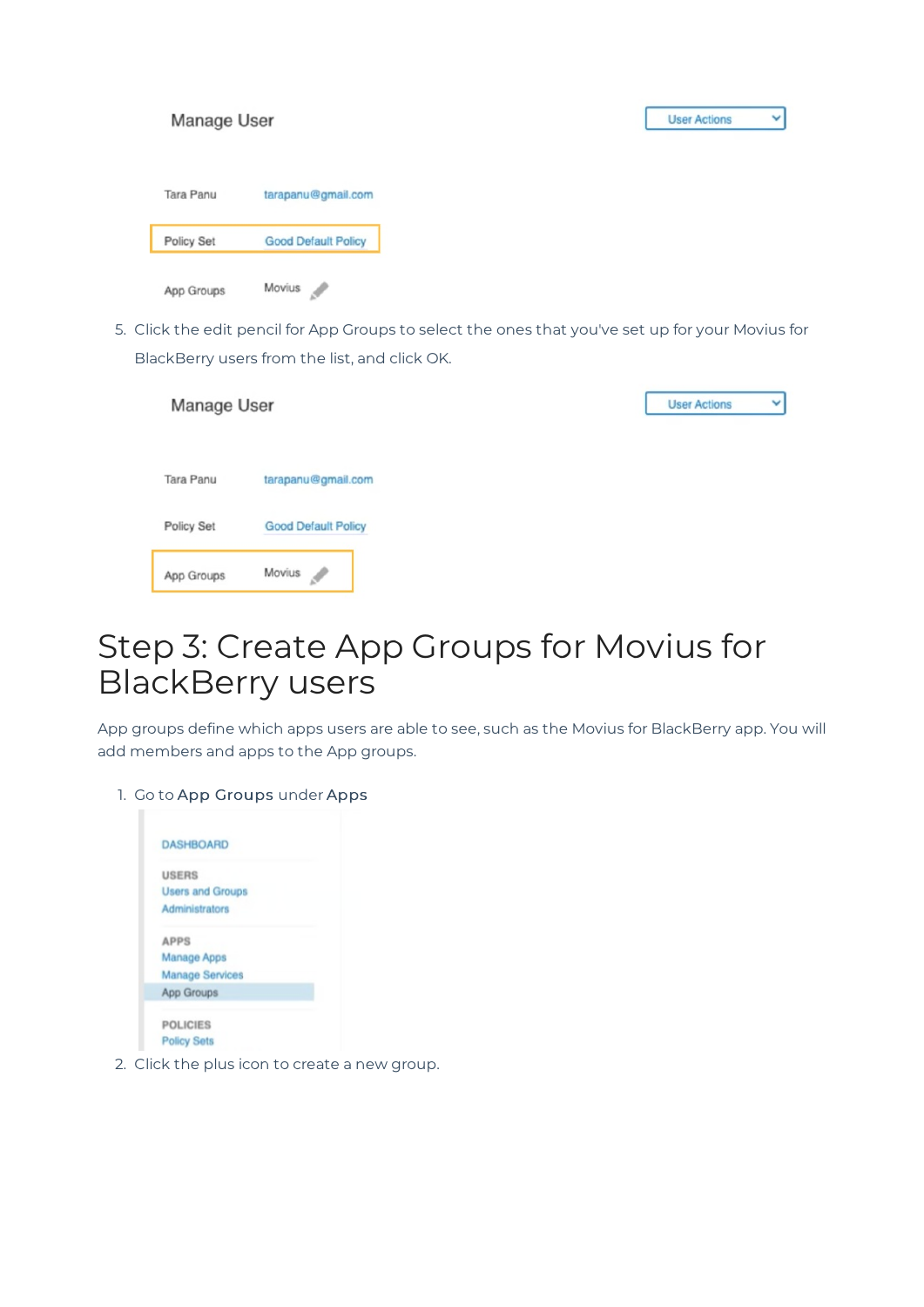5. Click the edit pencil for App Groups to select the ones that you've set up for your Movius for BlackBerry users from the list, and click OK.

# Step 3: Create App Groups for Movius for BlackBerry users

App groups define which apps users are able to see, such as the Movius for BlackBerry app. You will add members and apps to the App groups.

1. Go to **App Groups** under **Apps**
2. Click the plus icon to create a new group.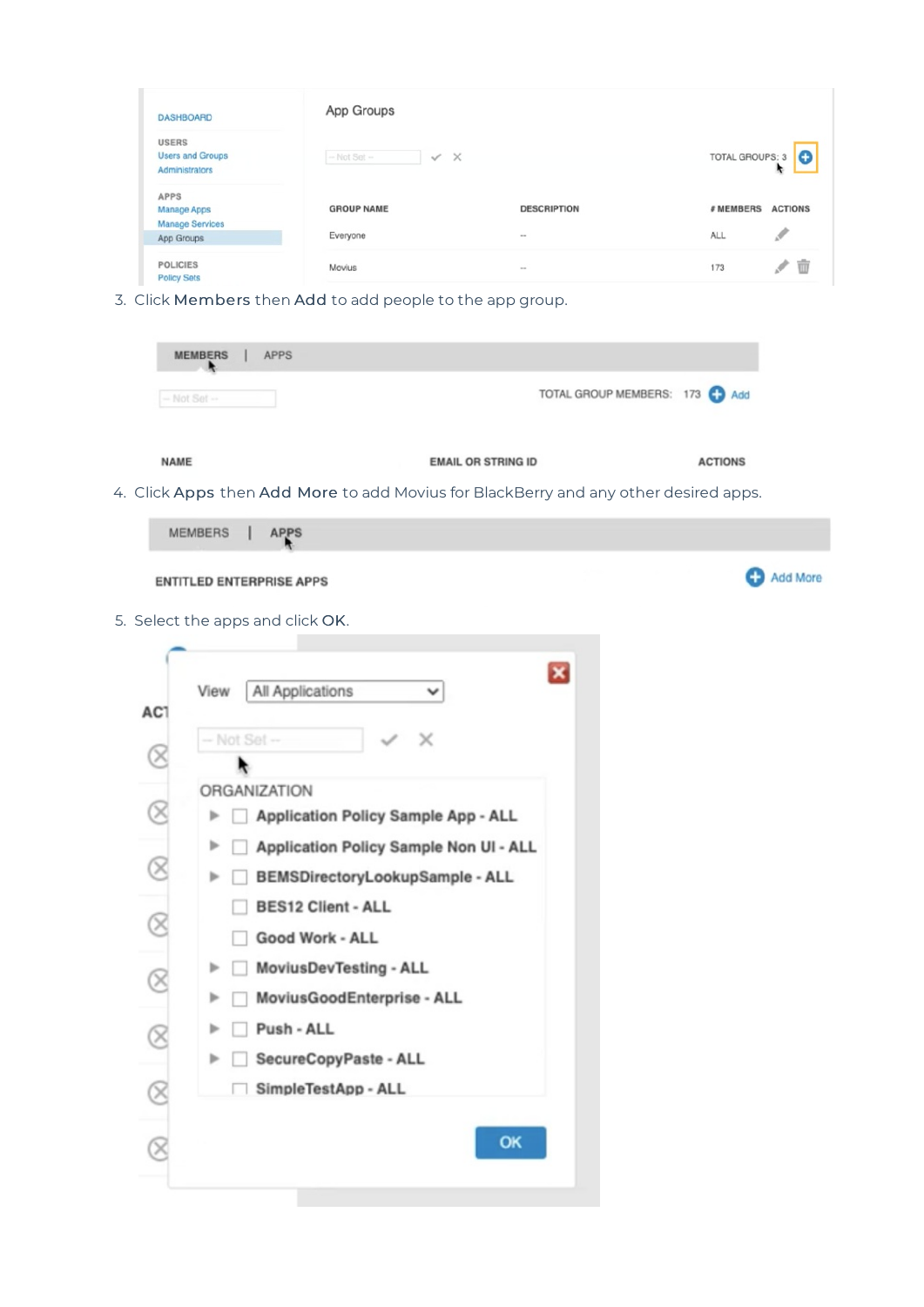3. Click **Members** then **Add** to add people to the app group.

4. Click **Apps** then **Add More** to add Movius for BlackBerry and any other desired apps.

5. Select the apps and click **OK**.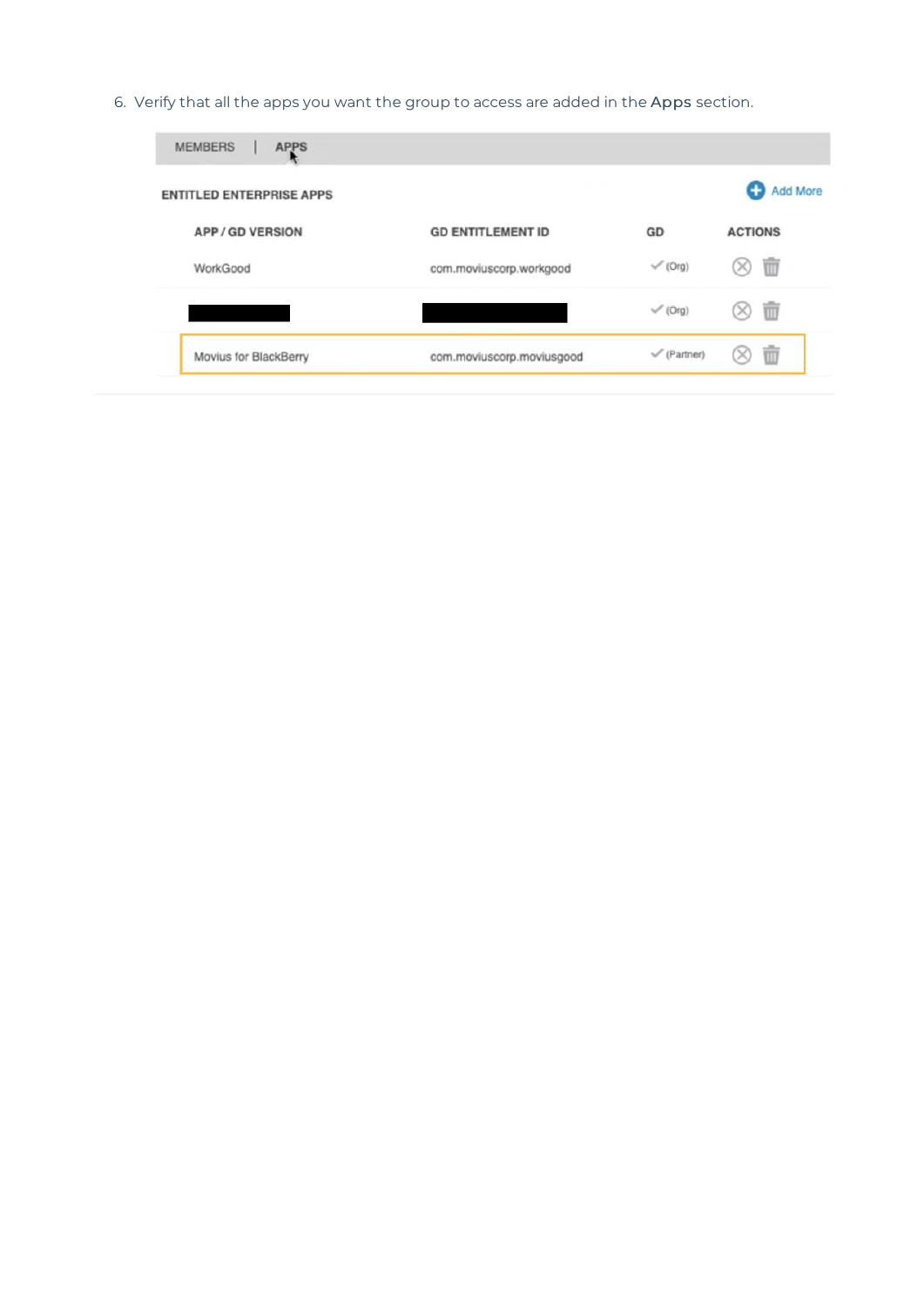6. Verify that all the apps you want the group to access are added in the **Apps** section.

MEMBERS | APPS

ENTITLED ENTERPRISE APPS

Add More

| APP / GD VERSION | GD ENTITLEMENT ID | GD | ACTIONS |
| --- | --- | --- | --- |
| WorkGood | com.moviuscorp.workgood | ✓ (Org) | |
| | | ✓ (Org) | |
| Movius for BlackBerry | com.moviuscorp.moviusgood | ✓ (Partner) | |